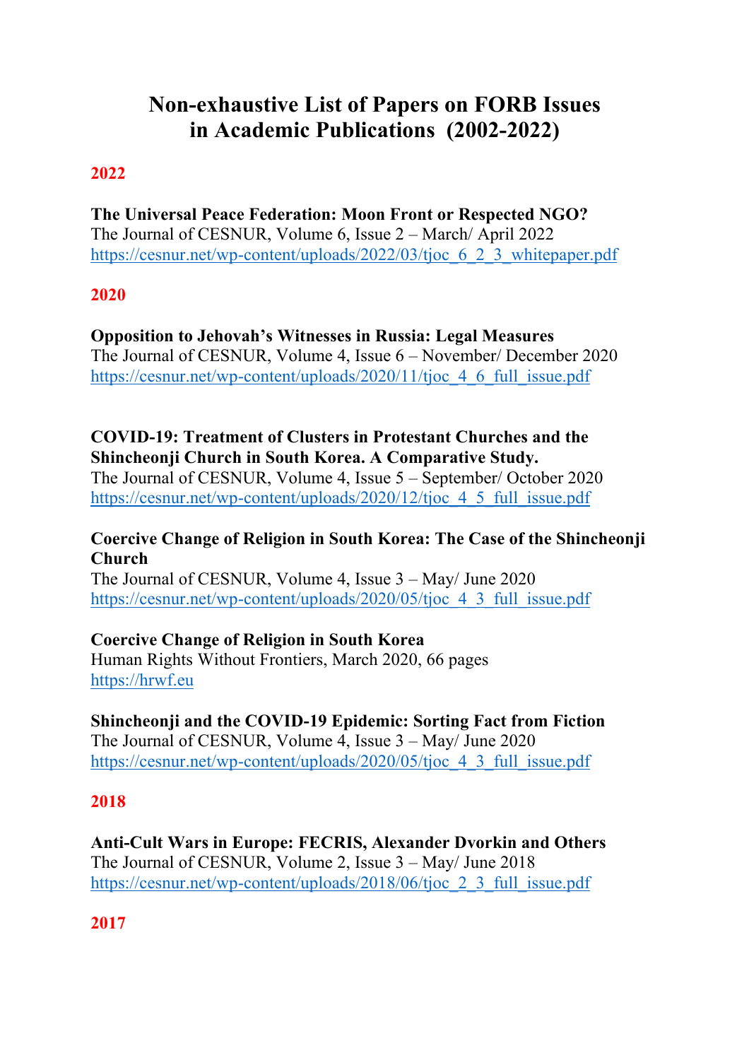# Non-exhaustive List of Papers on FORB Issues in Academic Publications (2002-2022)

## 2022

**The Universal Peace Federation: Moon Front or Respected NGO?**
The Journal of CESNUR, Volume 6, Issue 2 – March/ April 2022
https://cesnur.net/wp-content/uploads/2022/03/tjoc_6_2_3_whitepaper.pdf

## 2020

**Opposition to Jehovah's Witnesses in Russia: Legal Measures**
The Journal of CESNUR, Volume 4, Issue 6 – November/ December 2020
https://cesnur.net/wp-content/uploads/2020/11/tjoc_4_6_full_issue.pdf

**COVID-19: Treatment of Clusters in Protestant Churches and the Shincheonji Church in South Korea. A Comparative Study.**
The Journal of CESNUR, Volume 4, Issue 5 – September/ October 2020
https://cesnur.net/wp-content/uploads/2020/12/tjoc_4_5_full_issue.pdf

**Coercive Change of Religion in South Korea: The Case of the Shincheonji Church**
The Journal of CESNUR, Volume 4, Issue 3 – May/ June 2020
https://cesnur.net/wp-content/uploads/2020/05/tjoc_4_3_full_issue.pdf

**Coercive Change of Religion in South Korea**
Human Rights Without Frontiers, March 2020, 66 pages
https://hrwf.eu

**Shincheonji and the COVID-19 Epidemic: Sorting Fact from Fiction**
The Journal of CESNUR, Volume 4, Issue 3 – May/ June 2020
https://cesnur.net/wp-content/uploads/2020/05/tjoc_4_3_full_issue.pdf

## 2018

**Anti-Cult Wars in Europe: FECRIS, Alexander Dvorkin and Others**
The Journal of CESNUR, Volume 2, Issue 3 – May/ June 2018
https://cesnur.net/wp-content/uploads/2018/06/tjoc_2_3_full_issue.pdf

## 2017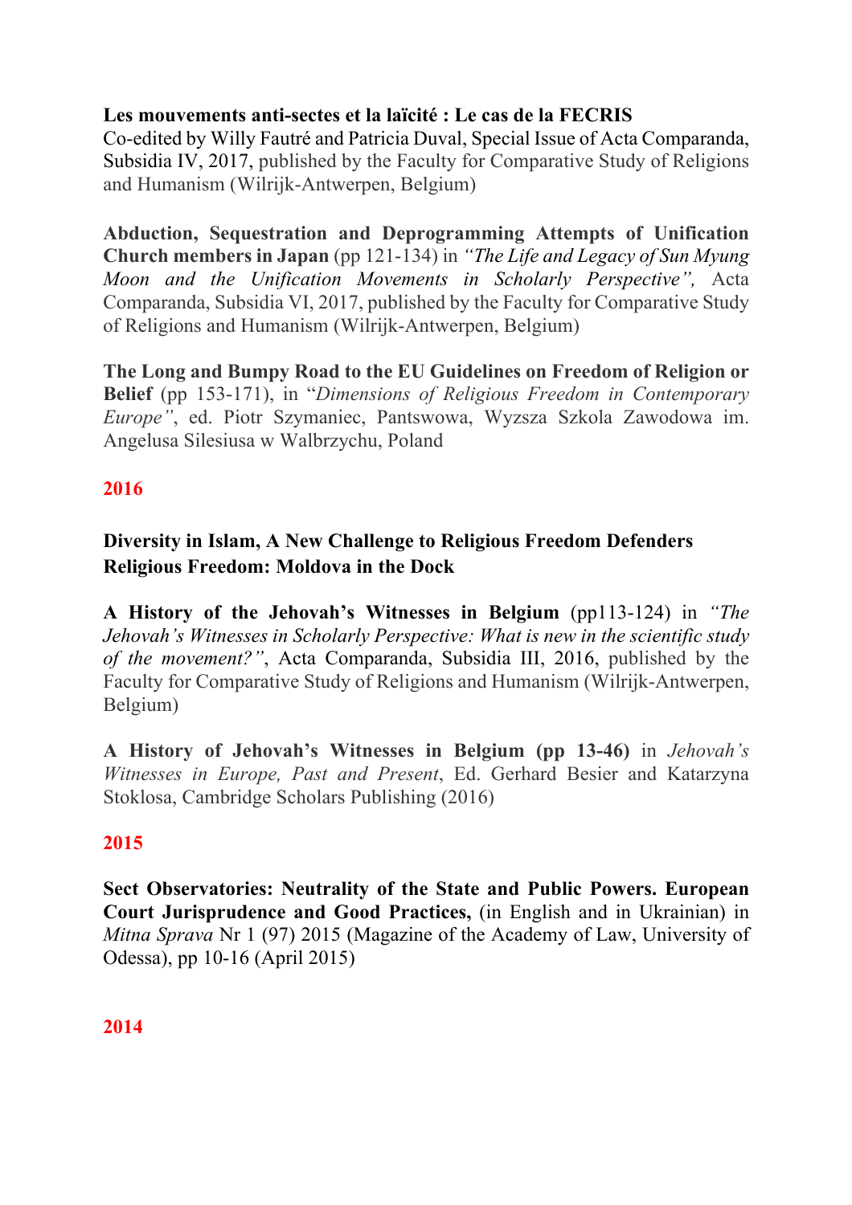**Les mouvements anti-sectes et la laïcité : Le cas de la FECRIS**
Co-edited by Willy Fautré and Patricia Duval, Special Issue of Acta Comparanda, Subsidia IV, 2017, published by the Faculty for Comparative Study of Religions and Humanism (Wilrijk-Antwerpen, Belgium)

**Abduction, Sequestration and Deprogramming Attempts of Unification Church members in Japan** (pp 121-134) in *"The Life and Legacy of Sun Myung Moon and the Unification Movements in Scholarly Perspective",* Acta Comparanda, Subsidia VI, 2017, published by the Faculty for Comparative Study of Religions and Humanism (Wilrijk-Antwerpen, Belgium)

**The Long and Bumpy Road to the EU Guidelines on Freedom of Religion or Belief** (pp 153-171), in "*Dimensions of Religious Freedom in Contemporary Europe"*, ed. Piotr Szymaniec, Pantswowa, Wyzsza Szkola Zawodowa im. Angelusa Silesiusa w Walbrzychu, Poland

## 2016

**Diversity in Islam, A New Challenge to Religious Freedom Defenders**
**Religious Freedom: Moldova in the Dock**

**A History of the Jehovah's Witnesses in Belgium** (pp113-124) in *"The Jehovah's Witnesses in Scholarly Perspective: What is new in the scientific study of the movement?"*, Acta Comparanda, Subsidia III, 2016, published by the Faculty for Comparative Study of Religions and Humanism (Wilrijk-Antwerpen, Belgium)

**A History of Jehovah's Witnesses in Belgium (pp 13-46)** in *Jehovah's Witnesses in Europe, Past and Present*, Ed. Gerhard Besier and Katarzyna Stoklosa, Cambridge Scholars Publishing (2016)

## 2015

**Sect Observatories: Neutrality of the State and Public Powers. European Court Jurisprudence and Good Practices,** (in English and in Ukrainian) in *Mitna Sprava* Nr 1 (97) 2015 (Magazine of the Academy of Law, University of Odessa), pp 10-16 (April 2015)

## 2014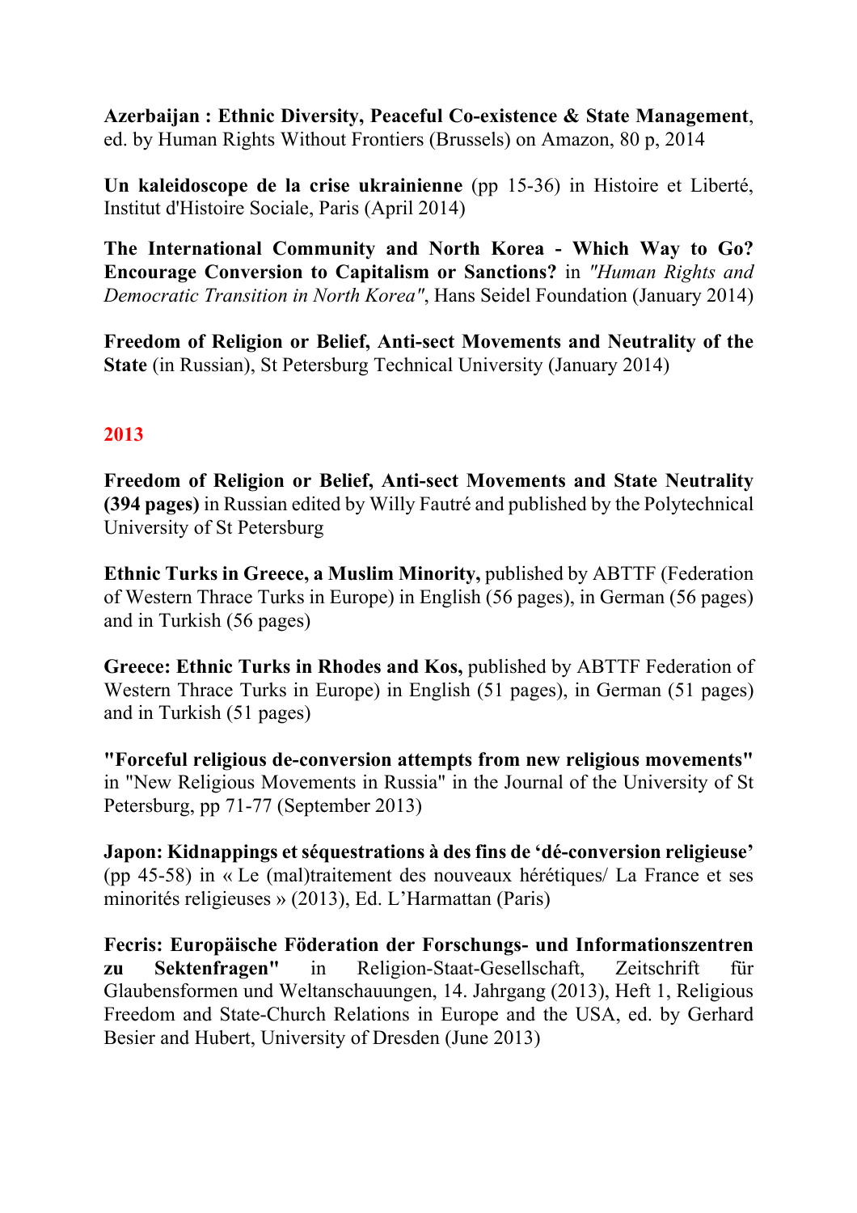**Azerbaijan : Ethnic Diversity, Peaceful Co-existence & State Management**, ed. by Human Rights Without Frontiers (Brussels) on Amazon, 80 p, 2014

**Un kaleidoscope de la crise ukrainienne** (pp 15-36) in Histoire et Liberté, Institut d'Histoire Sociale, Paris (April 2014)

**The International Community and North Korea - Which Way to Go? Encourage Conversion to Capitalism or Sanctions?** in *"Human Rights and Democratic Transition in North Korea"*, Hans Seidel Foundation (January 2014)

**Freedom of Religion or Belief, Anti-sect Movements and Neutrality of the State** (in Russian), St Petersburg Technical University (January 2014)

## 2013

**Freedom of Religion or Belief, Anti-sect Movements and State Neutrality (394 pages)** in Russian edited by Willy Fautré and published by the Polytechnical University of St Petersburg

**Ethnic Turks in Greece, a Muslim Minority,** published by ABTTF (Federation of Western Thrace Turks in Europe) in English (56 pages), in German (56 pages) and in Turkish (56 pages)

**Greece: Ethnic Turks in Rhodes and Kos,** published by ABTTF Federation of Western Thrace Turks in Europe) in English (51 pages), in German (51 pages) and in Turkish (51 pages)

**"Forceful religious de-conversion attempts from new religious movements"** in "New Religious Movements in Russia" in the Journal of the University of St Petersburg, pp 71-77 (September 2013)

**Japon: Kidnappings et séquestrations à des fins de 'dé-conversion religieuse'** (pp 45-58) in « Le (mal)traitement des nouveaux hérétiques/ La France et ses minorités religieuses » (2013), Ed. L'Harmattan (Paris)

**Fecris: Europäische Föderation der Forschungs- und Informationszentren zu Sektenfragen"** in Religion-Staat-Gesellschaft, Zeitschrift für Glaubensformen und Weltanschauungen, 14. Jahrgang (2013), Heft 1, Religious Freedom and State-Church Relations in Europe and the USA, ed. by Gerhard Besier and Hubert, University of Dresden (June 2013)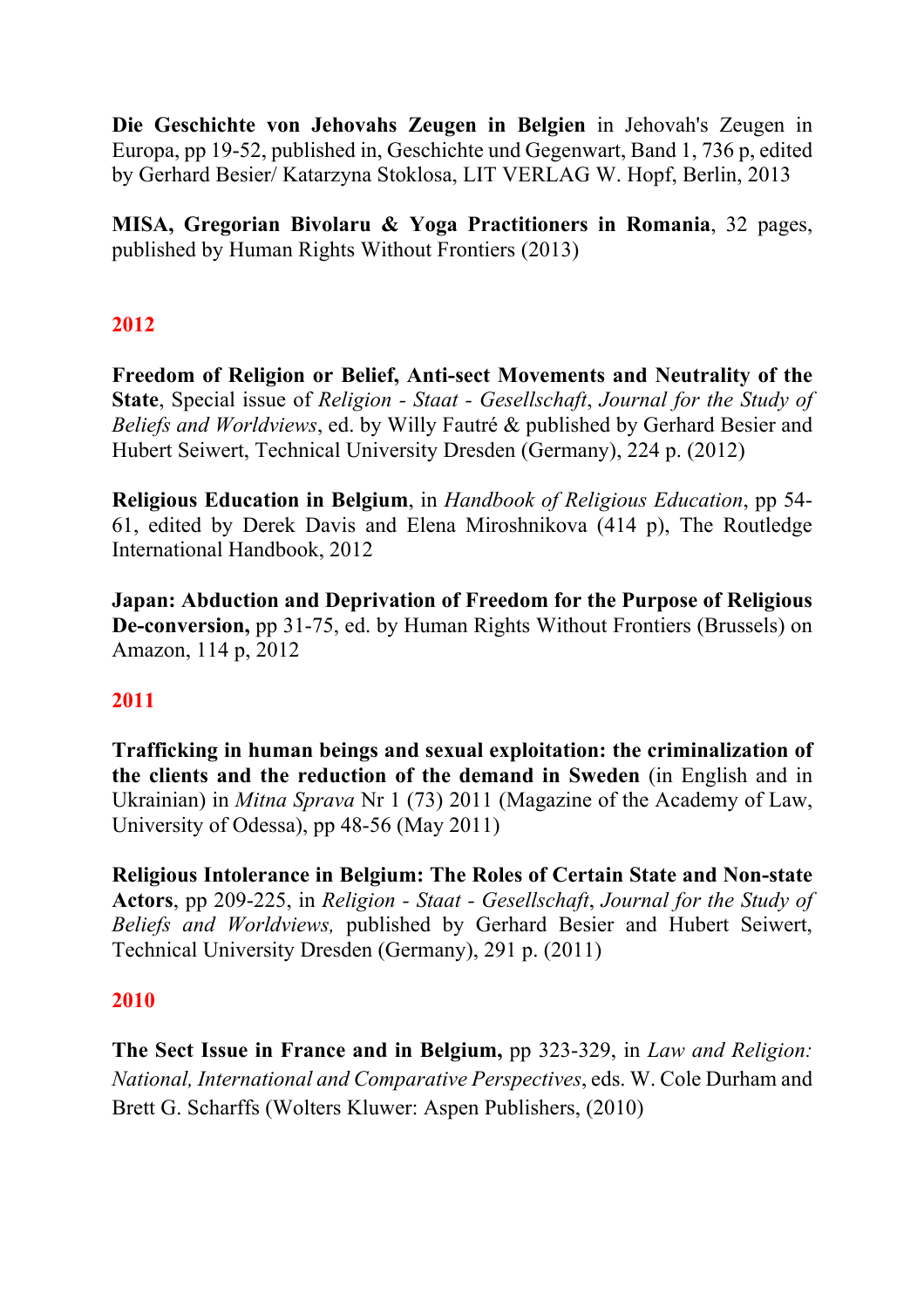**Die Geschichte von Jehovahs Zeugen in Belgien** in Jehovah's Zeugen in Europa, pp 19-52, published in, Geschichte und Gegenwart, Band 1, 736 p, edited by Gerhard Besier/ Katarzyna Stoklosa, LIT VERLAG W. Hopf, Berlin, 2013

**MISA, Gregorian Bivolaru & Yoga Practitioners in Romania**, 32 pages, published by Human Rights Without Frontiers (2013)

## 2012

**Freedom of Religion or Belief, Anti-sect Movements and Neutrality of the State**, Special issue of *Religion - Staat - Gesellschaft*, *Journal for the Study of Beliefs and Worldviews*, ed. by Willy Fautré & published by Gerhard Besier and Hubert Seiwert, Technical University Dresden (Germany), 224 p. (2012)

**Religious Education in Belgium**, in *Handbook of Religious Education*, pp 54-61, edited by Derek Davis and Elena Miroshnikova (414 p), The Routledge International Handbook, 2012

**Japan: Abduction and Deprivation of Freedom for the Purpose of Religious De-conversion,** pp 31-75, ed. by Human Rights Without Frontiers (Brussels) on Amazon, 114 p, 2012

## 2011

**Trafficking in human beings and sexual exploitation: the criminalization of the clients and the reduction of the demand in Sweden** (in English and in Ukrainian) in *Mitna Sprava* Nr 1 (73) 2011 (Magazine of the Academy of Law, University of Odessa), pp 48-56 (May 2011)

**Religious Intolerance in Belgium: The Roles of Certain State and Non-state Actors**, pp 209-225, in *Religion - Staat - Gesellschaft*, *Journal for the Study of Beliefs and Worldviews,* published by Gerhard Besier and Hubert Seiwert, Technical University Dresden (Germany), 291 p. (2011)

## 2010

**The Sect Issue in France and in Belgium,** pp 323-329, in *Law and Religion: National, International and Comparative Perspectives*, eds. W. Cole Durham and Brett G. Scharffs (Wolters Kluwer: Aspen Publishers, (2010)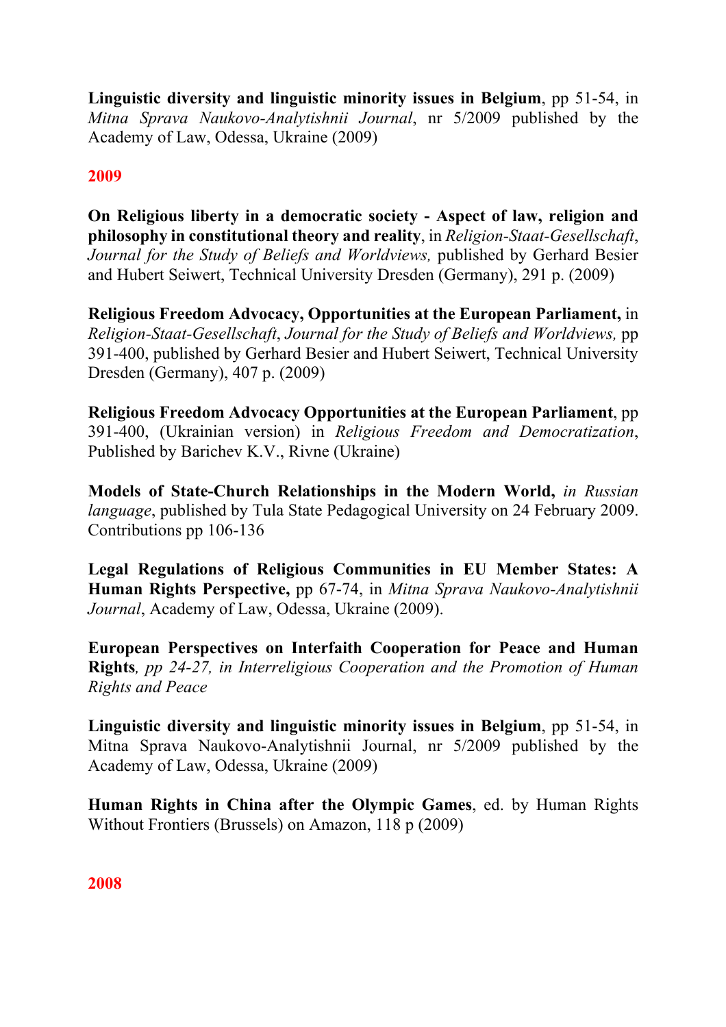**Linguistic diversity and linguistic minority issues in Belgium**, pp 51-54, in *Mitna Sprava Naukovo-Analytishnii Journal*, nr 5/2009 published by the Academy of Law, Odessa, Ukraine (2009)

## 2009

**On Religious liberty in a democratic society - Aspect of law, religion and philosophy in constitutional theory and reality**, in *Religion-Staat-Gesellschaft*, *Journal for the Study of Beliefs and Worldviews,* published by Gerhard Besier and Hubert Seiwert, Technical University Dresden (Germany), 291 p. (2009)

**Religious Freedom Advocacy, Opportunities at the European Parliament,** in *Religion-Staat-Gesellschaft*, *Journal for the Study of Beliefs and Worldviews,* pp 391-400, published by Gerhard Besier and Hubert Seiwert, Technical University Dresden (Germany), 407 p. (2009)

**Religious Freedom Advocacy Opportunities at the European Parliament**, pp 391-400, (Ukrainian version) in *Religious Freedom and Democratization*, Published by Barichev K.V., Rivne (Ukraine)

**Models of State-Church Relationships in the Modern World,** *in Russian language*, published by Tula State Pedagogical University on 24 February 2009. Contributions pp 106-136

**Legal Regulations of Religious Communities in EU Member States: A Human Rights Perspective,** pp 67-74, in *Mitna Sprava Naukovo-Analytishnii Journal*, Academy of Law, Odessa, Ukraine (2009).

**European Perspectives on Interfaith Cooperation for Peace and Human Rights***, pp 24-27, in Interreligious Cooperation and the Promotion of Human Rights and Peace*

**Linguistic diversity and linguistic minority issues in Belgium**, pp 51-54, in Mitna Sprava Naukovo-Analytishnii Journal, nr 5/2009 published by the Academy of Law, Odessa, Ukraine (2009)

**Human Rights in China after the Olympic Games**, ed. by Human Rights Without Frontiers (Brussels) on Amazon, 118 p (2009)

## 2008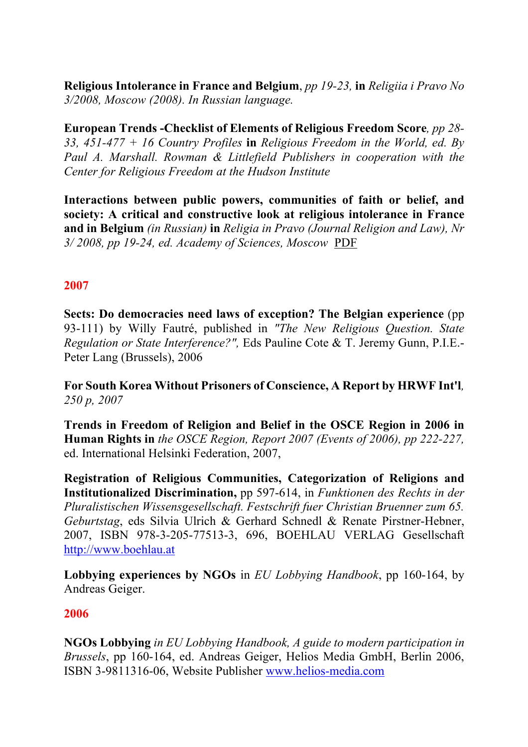**Religious Intolerance in France and Belgium**, *pp 19-23,* **in** *Religiia i Pravo No 3/2008, Moscow (2008). In Russian language.*

**European Trends -Checklist of Elements of Religious Freedom Score***, pp 28-33, 451-477 + 16 Country Profiles* **in** *Religious Freedom in the World, ed. By Paul A. Marshall. Rowman & Littlefield Publishers in cooperation with the Center for Religious Freedom at the Hudson Institute*

**Interactions between public powers, communities of faith or belief, and society: A critical and constructive look at religious intolerance in France and in Belgium** *(in Russian)* **in** *Religia in Pravo (Journal Religion and Law), Nr 3/ 2008, pp 19-24, ed. Academy of Sciences, Moscow* PDF

## 2007

**Sects: Do democracies need laws of exception? The Belgian experience** (pp 93-111) by Willy Fautré, published in *"The New Religious Question. State Regulation or State Interference?",* Eds Pauline Cote & T. Jeremy Gunn, P.I.E.-Peter Lang (Brussels), 2006

**For South Korea Without Prisoners of Conscience, A Report by HRWF Int'l***, 250 p, 2007*

**Trends in Freedom of Religion and Belief in the OSCE Region in 2006 in Human Rights in** *the OSCE Region, Report 2007 (Events of 2006), pp 222-227,* ed. International Helsinki Federation, 2007,

**Registration of Religious Communities, Categorization of Religions and Institutionalized Discrimination,** pp 597-614, in *Funktionen des Rechts in der Pluralistischen Wissensgesellschaft. Festschrift fuer Christian Bruenner zum 65. Geburtstag*, eds Silvia Ulrich & Gerhard Schnedl & Renate Pirstner-Hebner, 2007, ISBN 978-3-205-77513-3, 696, BOEHLAU VERLAG Gesellschaft http://www.boehlau.at

**Lobbying experiences by NGOs** in *EU Lobbying Handbook*, pp 160-164, by Andreas Geiger.

## 2006

**NGOs Lobbying** *in EU Lobbying Handbook, A guide to modern participation in Brussels*, pp 160-164, ed. Andreas Geiger, Helios Media GmbH, Berlin 2006, ISBN 3-9811316-06, Website Publisher www.helios-media.com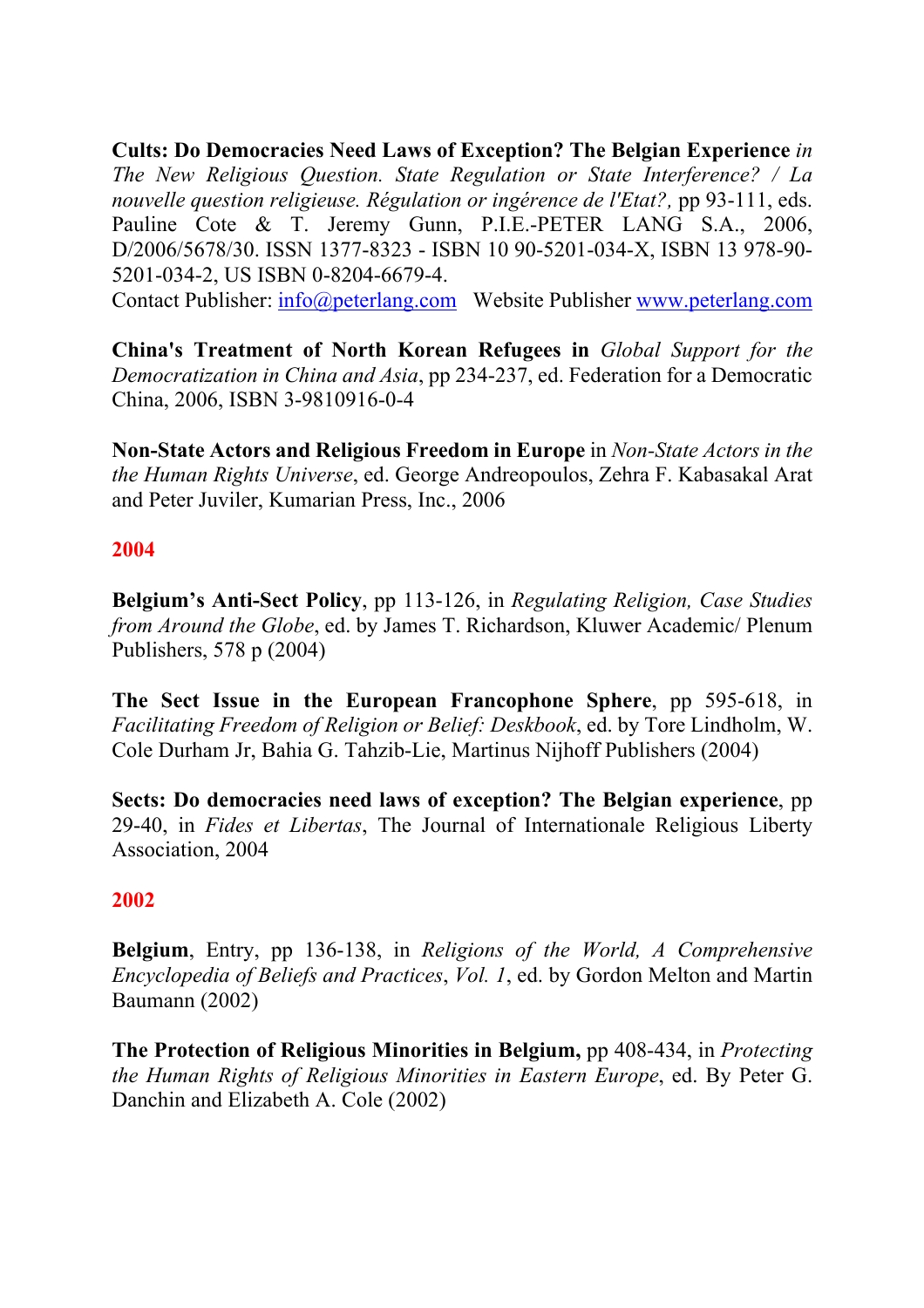**Cults: Do Democracies Need Laws of Exception? The Belgian Experience** *in The New Religious Question. State Regulation or State Interference? / La nouvelle question religieuse. Régulation or ingérence de l'Etat?,* pp 93-111, eds. Pauline Cote & T. Jeremy Gunn, P.I.E.-PETER LANG S.A., 2006, D/2006/5678/30. ISSN 1377-8323 - ISBN 10 90-5201-034-X, ISBN 13 978-90-5201-034-2, US ISBN 0-8204-6679-4.
Contact Publisher: info@peterlang.com Website Publisher www.peterlang.com

**China's Treatment of North Korean Refugees in** *Global Support for the Democratization in China and Asia*, pp 234-237, ed. Federation for a Democratic China, 2006, ISBN 3-9810916-0-4

**Non-State Actors and Religious Freedom in Europe** in *Non-State Actors in the the Human Rights Universe*, ed. George Andreopoulos, Zehra F. Kabasakal Arat and Peter Juviler, Kumarian Press, Inc., 2006

## 2004

**Belgium's Anti-Sect Policy**, pp 113-126, in *Regulating Religion, Case Studies from Around the Globe*, ed. by James T. Richardson, Kluwer Academic/ Plenum Publishers, 578 p (2004)

**The Sect Issue in the European Francophone Sphere**, pp 595-618, in *Facilitating Freedom of Religion or Belief: Deskbook*, ed. by Tore Lindholm, W. Cole Durham Jr, Bahia G. Tahzib-Lie, Martinus Nijhoff Publishers (2004)

**Sects: Do democracies need laws of exception? The Belgian experience**, pp 29-40, in *Fides et Libertas*, The Journal of Internationale Religious Liberty Association, 2004

## 2002

**Belgium**, Entry, pp 136-138, in *Religions of the World, A Comprehensive Encyclopedia of Beliefs and Practices*, *Vol. 1*, ed. by Gordon Melton and Martin Baumann (2002)

**The Protection of Religious Minorities in Belgium,** pp 408-434, in *Protecting the Human Rights of Religious Minorities in Eastern Europe*, ed. By Peter G. Danchin and Elizabeth A. Cole (2002)